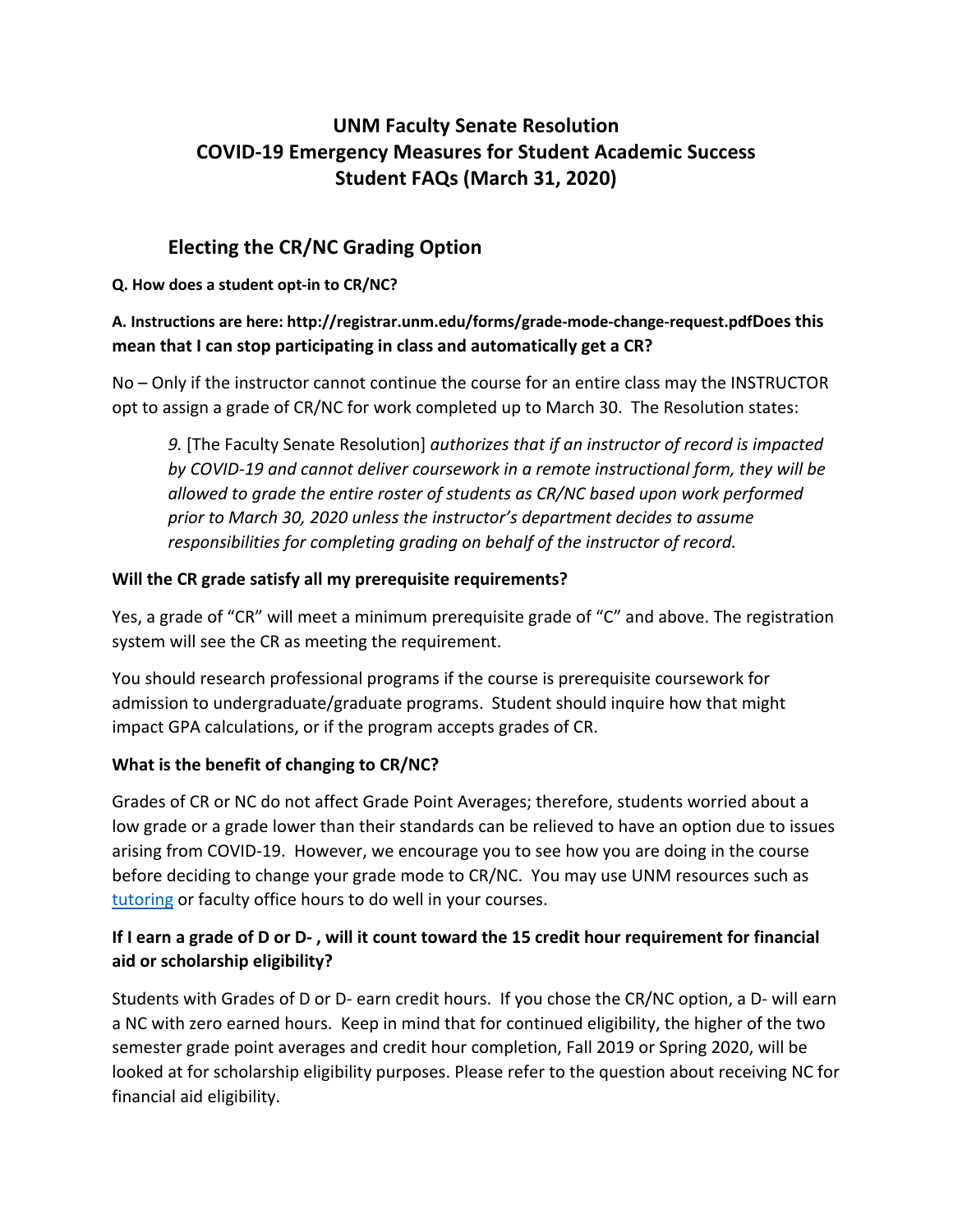# UNM Faculty Senate Resolution
# COVID-19 Emergency Measures for Student Academic Success
# Student FAQs (March 31, 2020)

## Electing the CR/NC Grading Option

**Q. How does a student opt-in to CR/NC?**

**A. Instructions are here: http://registrar.unm.edu/forms/grade-mode-change-request.pdfDoes this mean that I can stop participating in class and automatically get a CR?**

No – Only if the instructor cannot continue the course for an entire class may the INSTRUCTOR opt to assign a grade of CR/NC for work completed up to March 30. The Resolution states:

> *9.* [The Faculty Senate Resolution] *authorizes that if an instructor of record is impacted by COVID-19 and cannot deliver coursework in a remote instructional form, they will be allowed to grade the entire roster of students as CR/NC based upon work performed prior to March 30, 2020 unless the instructor's department decides to assume responsibilities for completing grading on behalf of the instructor of record.*

**Will the CR grade satisfy all my prerequisite requirements?**

Yes, a grade of "CR" will meet a minimum prerequisite grade of "C" and above. The registration system will see the CR as meeting the requirement.

You should research professional programs if the course is prerequisite coursework for admission to undergraduate/graduate programs. Student should inquire how that might impact GPA calculations, or if the program accepts grades of CR.

**What is the benefit of changing to CR/NC?**

Grades of CR or NC do not affect Grade Point Averages; therefore, students worried about a low grade or a grade lower than their standards can be relieved to have an option due to issues arising from COVID-19. However, we encourage you to see how you are doing in the course before deciding to change your grade mode to CR/NC. You may use UNM resources such as tutoring or faculty office hours to do well in your courses.

**If I earn a grade of D or D- , will it count toward the 15 credit hour requirement for financial aid or scholarship eligibility?**

Students with Grades of D or D- earn credit hours. If you chose the CR/NC option, a D- will earn a NC with zero earned hours. Keep in mind that for continued eligibility, the higher of the two semester grade point averages and credit hour completion, Fall 2019 or Spring 2020, will be looked at for scholarship eligibility purposes. Please refer to the question about receiving NC for financial aid eligibility.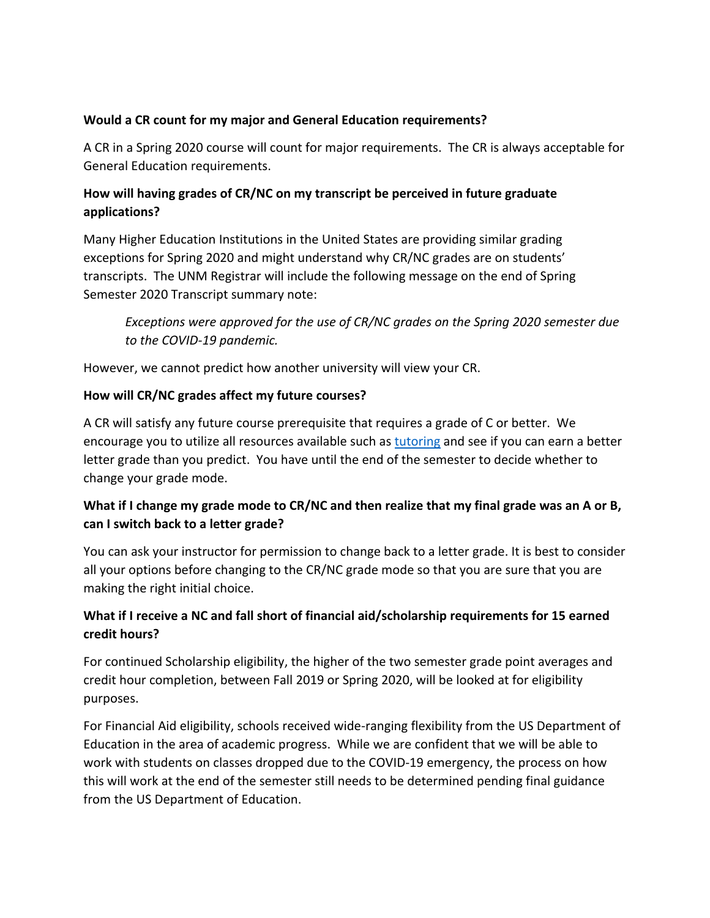**Would a CR count for my major and General Education requirements?**

A CR in a Spring 2020 course will count for major requirements. The CR is always acceptable for General Education requirements.

**How will having grades of CR/NC on my transcript be perceived in future graduate applications?**

Many Higher Education Institutions in the United States are providing similar grading exceptions for Spring 2020 and might understand why CR/NC grades are on students' transcripts. The UNM Registrar will include the following message on the end of Spring Semester 2020 Transcript summary note:

> *Exceptions were approved for the use of CR/NC grades on the Spring 2020 semester due to the COVID-19 pandemic.*

However, we cannot predict how another university will view your CR.

**How will CR/NC grades affect my future courses?**

A CR will satisfy any future course prerequisite that requires a grade of C or better. We encourage you to utilize all resources available such as tutoring and see if you can earn a better letter grade than you predict. You have until the end of the semester to decide whether to change your grade mode.

**What if I change my grade mode to CR/NC and then realize that my final grade was an A or B, can I switch back to a letter grade?**

You can ask your instructor for permission to change back to a letter grade. It is best to consider all your options before changing to the CR/NC grade mode so that you are sure that you are making the right initial choice.

**What if I receive a NC and fall short of financial aid/scholarship requirements for 15 earned credit hours?**

For continued Scholarship eligibility, the higher of the two semester grade point averages and credit hour completion, between Fall 2019 or Spring 2020, will be looked at for eligibility purposes.

For Financial Aid eligibility, schools received wide-ranging flexibility from the US Department of Education in the area of academic progress. While we are confident that we will be able to work with students on classes dropped due to the COVID-19 emergency, the process on how this will work at the end of the semester still needs to be determined pending final guidance from the US Department of Education.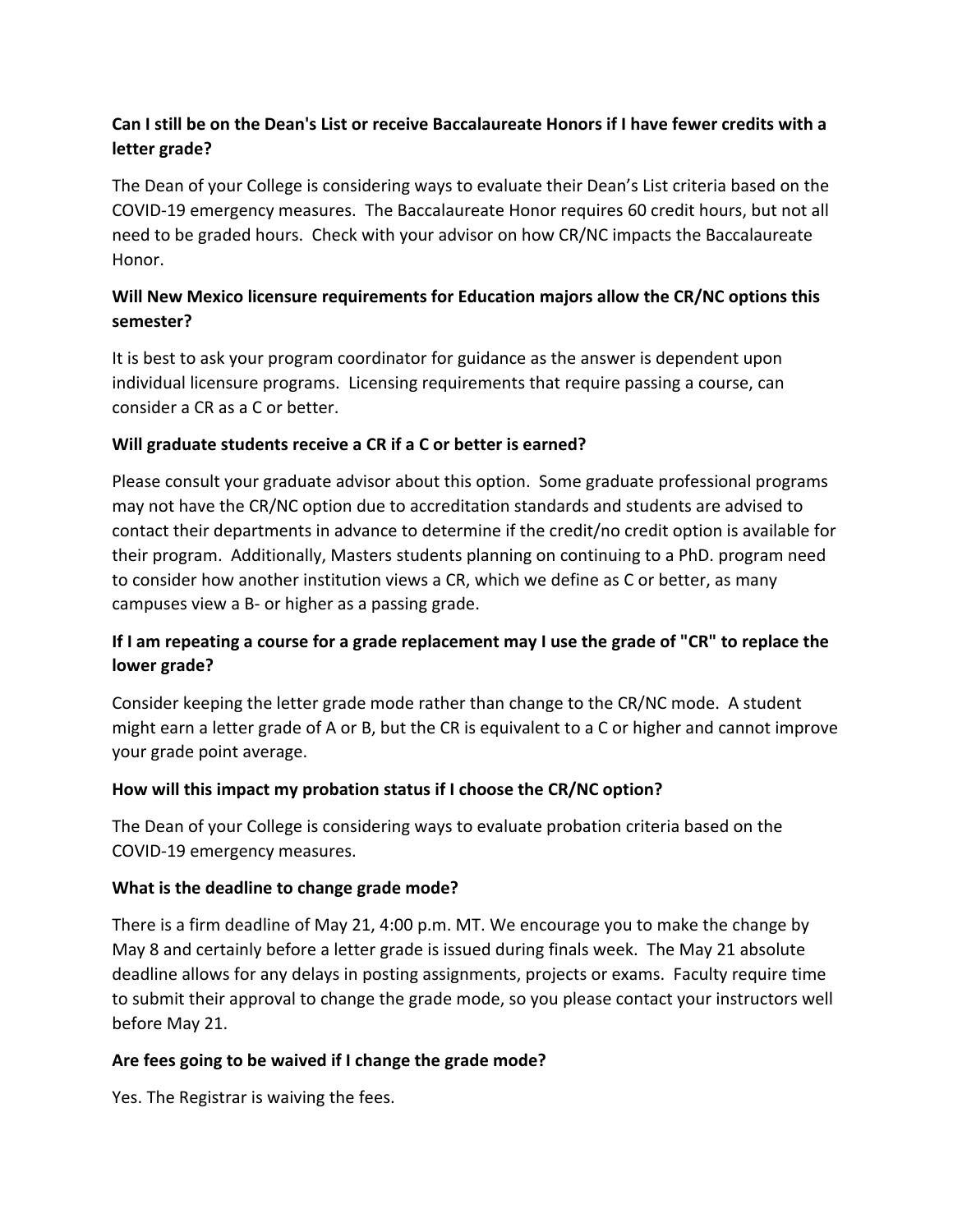**Can I still be on the Dean's List or receive Baccalaureate Honors if I have fewer credits with a letter grade?**

The Dean of your College is considering ways to evaluate their Dean's List criteria based on the COVID-19 emergency measures. The Baccalaureate Honor requires 60 credit hours, but not all need to be graded hours. Check with your advisor on how CR/NC impacts the Baccalaureate Honor.

**Will New Mexico licensure requirements for Education majors allow the CR/NC options this semester?**

It is best to ask your program coordinator for guidance as the answer is dependent upon individual licensure programs. Licensing requirements that require passing a course, can consider a CR as a C or better.

**Will graduate students receive a CR if a C or better is earned?**

Please consult your graduate advisor about this option. Some graduate professional programs may not have the CR/NC option due to accreditation standards and students are advised to contact their departments in advance to determine if the credit/no credit option is available for their program. Additionally, Masters students planning on continuing to a PhD. program need to consider how another institution views a CR, which we define as C or better, as many campuses view a B- or higher as a passing grade.

**If I am repeating a course for a grade replacement may I use the grade of "CR" to replace the lower grade?**

Consider keeping the letter grade mode rather than change to the CR/NC mode. A student might earn a letter grade of A or B, but the CR is equivalent to a C or higher and cannot improve your grade point average.

**How will this impact my probation status if I choose the CR/NC option?**

The Dean of your College is considering ways to evaluate probation criteria based on the COVID-19 emergency measures.

**What is the deadline to change grade mode?**

There is a firm deadline of May 21, 4:00 p.m. MT. We encourage you to make the change by May 8 and certainly before a letter grade is issued during finals week. The May 21 absolute deadline allows for any delays in posting assignments, projects or exams. Faculty require time to submit their approval to change the grade mode, so you please contact your instructors well before May 21.

**Are fees going to be waived if I change the grade mode?**

Yes. The Registrar is waiving the fees.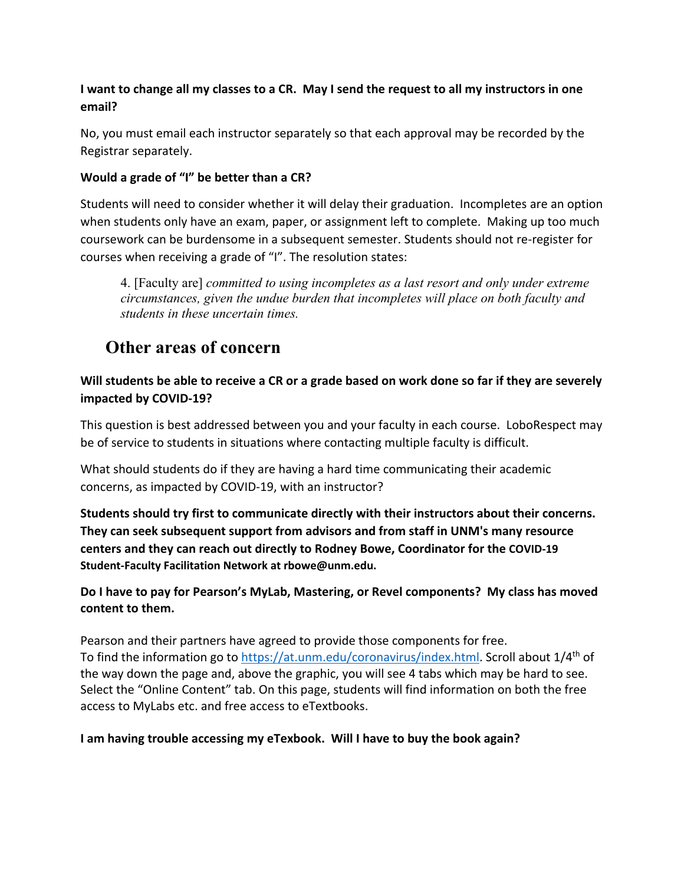**I want to change all my classes to a CR. May I send the request to all my instructors in one email?**

No, you must email each instructor separately so that each approval may be recorded by the Registrar separately.

**Would a grade of "I" be better than a CR?**

Students will need to consider whether it will delay their graduation. Incompletes are an option when students only have an exam, paper, or assignment left to complete. Making up too much coursework can be burdensome in a subsequent semester. Students should not re-register for courses when receiving a grade of "I". The resolution states:

> 4. [Faculty are] *committed to using incompletes as a last resort and only under extreme circumstances, given the undue burden that incompletes will place on both faculty and students in these uncertain times.*

## Other areas of concern

**Will students be able to receive a CR or a grade based on work done so far if they are severely impacted by COVID-19?**

This question is best addressed between you and your faculty in each course. LoboRespect may be of service to students in situations where contacting multiple faculty is difficult.

What should students do if they are having a hard time communicating their academic concerns, as impacted by COVID-19, with an instructor?

**Students should try first to communicate directly with their instructors about their concerns. They can seek subsequent support from advisors and from staff in UNM's many resource centers and they can reach out directly to Rodney Bowe, Coordinator for the COVID-19 Student-Faculty Facilitation Network at rbowe@unm.edu.**

**Do I have to pay for Pearson's MyLab, Mastering, or Revel components? My class has moved content to them.**

Pearson and their partners have agreed to provide those components for free.
To find the information go to [https://at.unm.edu/coronavirus/index.html](https://at.unm.edu/coronavirus/index.html). Scroll about 1/4th of the way down the page and, above the graphic, you will see 4 tabs which may be hard to see. Select the "Online Content" tab. On this page, students will find information on both the free access to MyLabs etc. and free access to eTextbooks.

**I am having trouble accessing my eTexbook. Will I have to buy the book again?**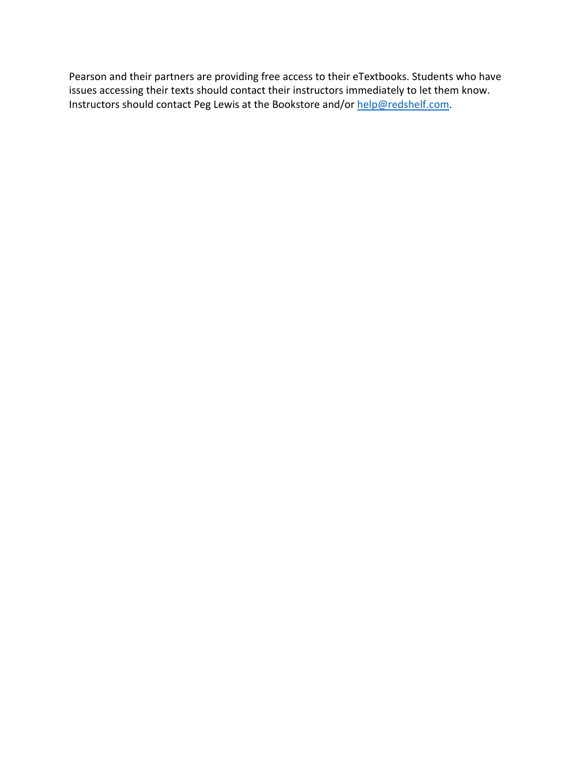Pearson and their partners are providing free access to their eTextbooks. Students who have issues accessing their texts should contact their instructors immediately to let them know. Instructors should contact Peg Lewis at the Bookstore and/or [help@redshelf.com](mailto:help@redshelf.com).